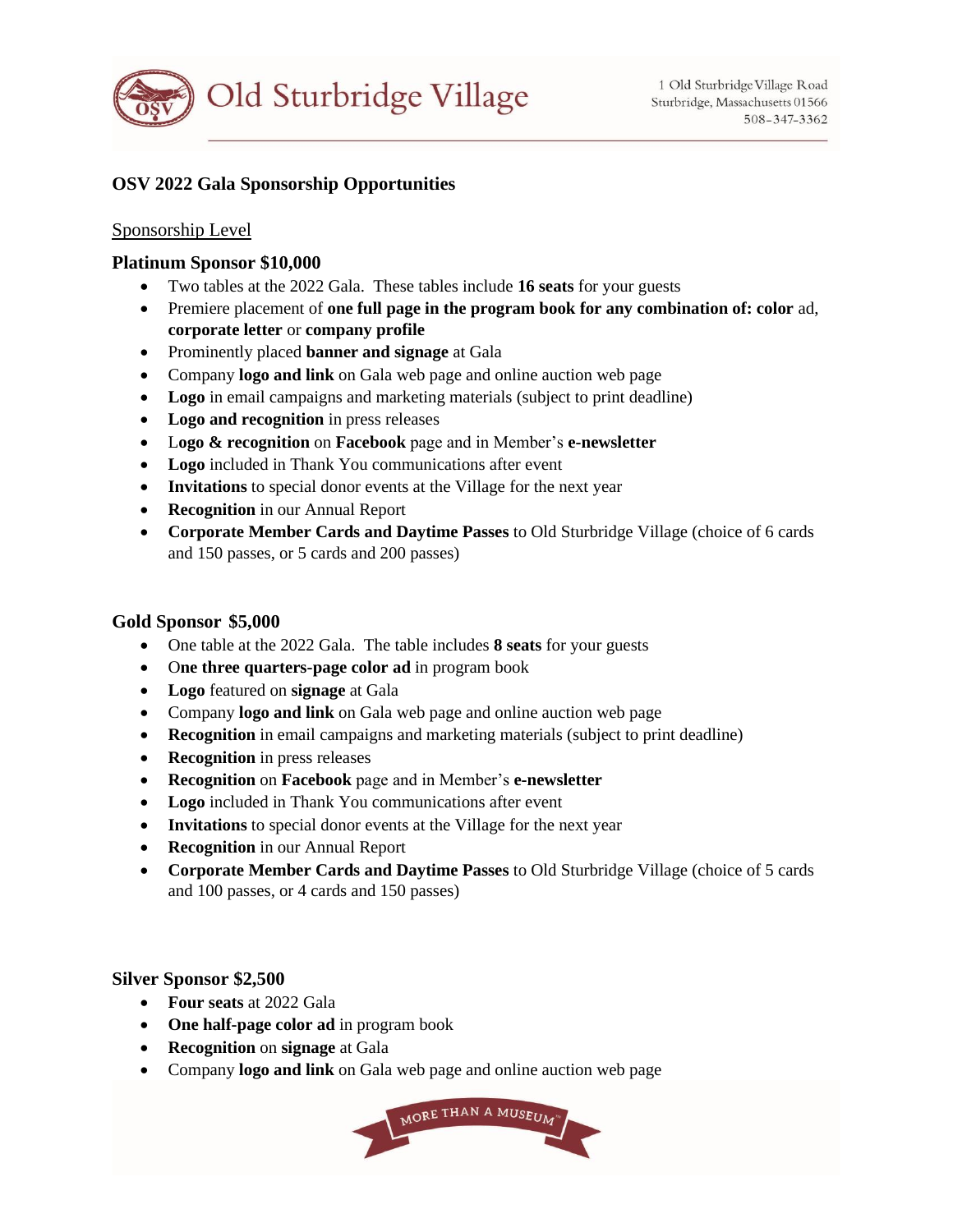# Old Sturbridge Village

1 Old Sturbridge Village Road
Sturbridge, Massachusetts 01566
508-347-3362

## OSV 2022 Gala Sponsorship Opportunities

Sponsorship Level

### Platinum Sponsor $10,000

- Two tables at the 2022 Gala. These tables include **16 seats** for your guests
- Premiere placement of **one full page in the program book for any combination of: color** ad, **corporate letter** or **company profile**
- Prominently placed **banner and signage** at Gala
- Company **logo and link** on Gala web page and online auction web page
- **Logo** in email campaigns and marketing materials (subject to print deadline)
- **Logo and recognition** in press releases
- **Logo & recognition** on **Facebook** page and in Member's **e-newsletter**
- **Logo** included in Thank You communications after event
- **Invitations** to special donor events at the Village for the next year
- **Recognition** in our Annual Report
- **Corporate Member Cards and Daytime Passes** to Old Sturbridge Village (choice of 6 cards and 150 passes, or 5 cards and 200 passes)

### Gold Sponsor $5,000

- One table at the 2022 Gala. The table includes **8 seats** for your guests
- O**ne three quarters-page color ad** in program book
- **Logo** featured on **signage** at Gala
- Company **logo and link** on Gala web page and online auction web page
- **Recognition** in email campaigns and marketing materials (subject to print deadline)
- **Recognition** in press releases
- **Recognition** on **Facebook** page and in Member's **e-newsletter**
- **Logo** included in Thank You communications after event
- **Invitations** to special donor events at the Village for the next year
- **Recognition** in our Annual Report
- **Corporate Member Cards and Daytime Passes** to Old Sturbridge Village (choice of 5 cards and 100 passes, or 4 cards and 150 passes)

### Silver Sponsor $2,500

- **Four seats** at 2022 Gala
- **One half-page color ad** in program book
- **Recognition** on **signage** at Gala
- Company **logo and link** on Gala web page and online auction web page

MORE THAN A MUSEUM™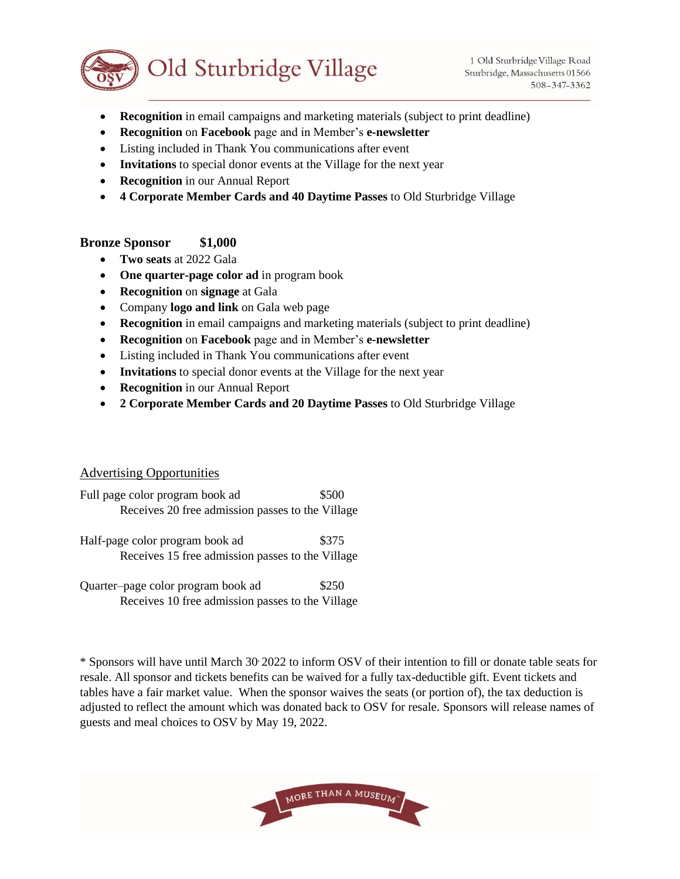- **Recognition** in email campaigns and marketing materials (subject to print deadline)
- **Recognition** on **Facebook** page and in Member's **e-newsletter**
- Listing included in Thank You communications after event
- **Invitations** to special donor events at the Village for the next year
- **Recognition** in our Annual Report
- **4 Corporate Member Cards and 40 Daytime Passes** to Old Sturbridge Village

**Bronze Sponsor $1,000**

- **Two seats** at 2022 Gala
- **One quarter-page color ad** in program book
- **Recognition** on **signage** at Gala
- Company **logo and link** on Gala web page
- **Recognition** in email campaigns and marketing materials (subject to print deadline)
- **Recognition** on **Facebook** page and in Member's **e-newsletter**
- Listing included in Thank You communications after event
- **Invitations** to special donor events at the Village for the next year
- **Recognition** in our Annual Report
- **2 Corporate Member Cards and 20 Daytime Passes** to Old Sturbridge Village

Advertising Opportunities

Full page color program book ad $500
Receives 20 free admission passes to the Village

Half-page color program book ad $375
Receives 15 free admission passes to the Village

Quarter–page color program book ad $250
Receives 10 free admission passes to the Village

* Sponsors will have until March 30, 2022 to inform OSV of their intention to fill or donate table seats for resale. All sponsor and tickets benefits can be waived for a fully tax-deductible gift. Event tickets and tables have a fair market value. When the sponsor waives the seats (or portion of), the tax deduction is adjusted to reflect the amount which was donated back to OSV for resale. Sponsors will release names of guests and meal choices to OSV by May 19, 2022.